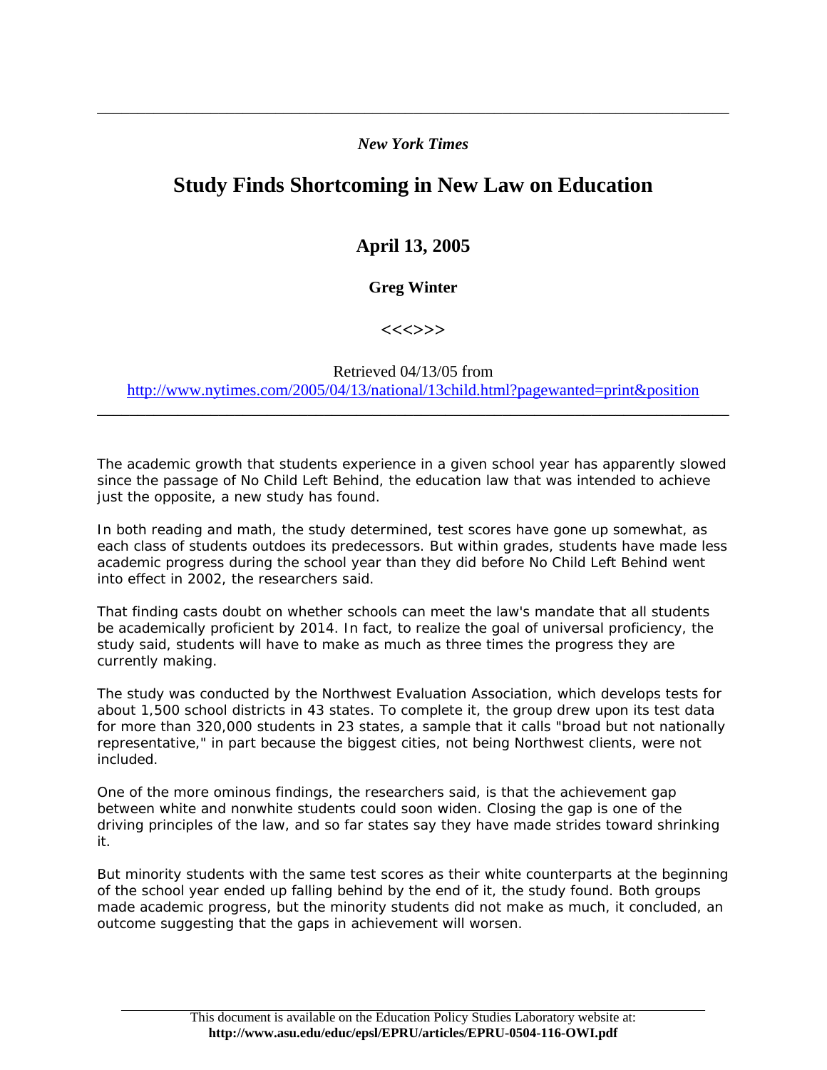*New York Times*

# Study Finds Shortcoming in New Law on Education

## April 13, 2005

### Greg Winter

<<<>>>

Retrieved 04/13/05 from
http://www.nytimes.com/2005/04/13/national/13child.html?pagewanted=print&position

---

The academic growth that students experience in a given school year has apparently slowed since the passage of No Child Left Behind, the education law that was intended to achieve just the opposite, a new study has found.

In both reading and math, the study determined, test scores have gone up somewhat, as each class of students outdoes its predecessors. But within grades, students have made less academic progress during the school year than they did before No Child Left Behind went into effect in 2002, the researchers said.

That finding casts doubt on whether schools can meet the law's mandate that all students be academically proficient by 2014. In fact, to realize the goal of universal proficiency, the study said, students will have to make as much as three times the progress they are currently making.

The study was conducted by the Northwest Evaluation Association, which develops tests for about 1,500 school districts in 43 states. To complete it, the group drew upon its test data for more than 320,000 students in 23 states, a sample that it calls "broad but not nationally representative," in part because the biggest cities, not being Northwest clients, were not included.

One of the more ominous findings, the researchers said, is that the achievement gap between white and nonwhite students could soon widen. Closing the gap is one of the driving principles of the law, and so far states say they have made strides toward shrinking it.

But minority students with the same test scores as their white counterparts at the beginning of the school year ended up falling behind by the end of it, the study found. Both groups made academic progress, but the minority students did not make as much, it concluded, an outcome suggesting that the gaps in achievement will worsen.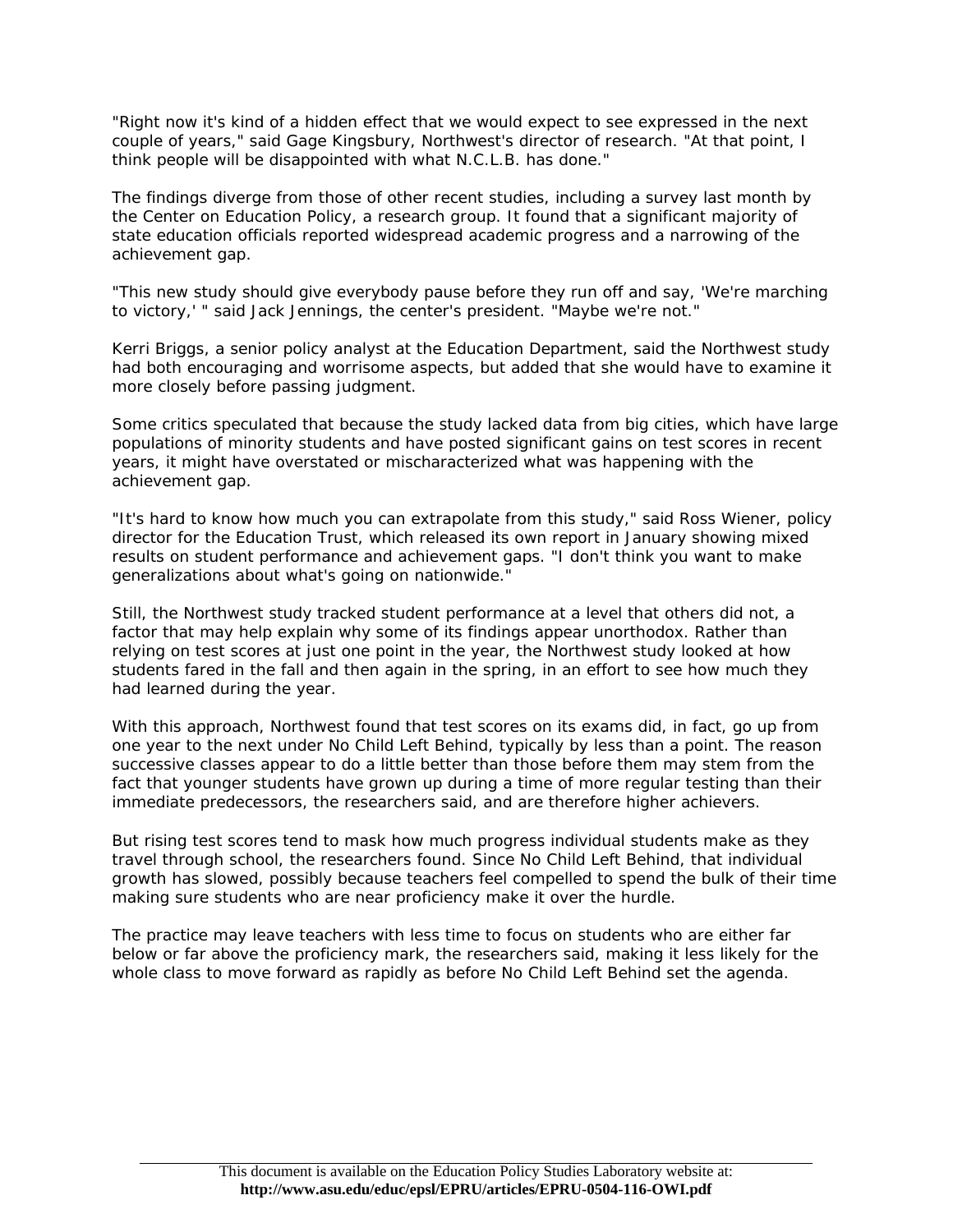"Right now it's kind of a hidden effect that we would expect to see expressed in the next couple of years," said Gage Kingsbury, Northwest's director of research. "At that point, I think people will be disappointed with what N.C.L.B. has done."

The findings diverge from those of other recent studies, including a survey last month by the Center on Education Policy, a research group. It found that a significant majority of state education officials reported widespread academic progress and a narrowing of the achievement gap.

"This new study should give everybody pause before they run off and say, 'We're marching to victory,' " said Jack Jennings, the center's president. "Maybe we're not."

Kerri Briggs, a senior policy analyst at the Education Department, said the Northwest study had both encouraging and worrisome aspects, but added that she would have to examine it more closely before passing judgment.

Some critics speculated that because the study lacked data from big cities, which have large populations of minority students and have posted significant gains on test scores in recent years, it might have overstated or mischaracterized what was happening with the achievement gap.

"It's hard to know how much you can extrapolate from this study," said Ross Wiener, policy director for the Education Trust, which released its own report in January showing mixed results on student performance and achievement gaps. "I don't think you want to make generalizations about what's going on nationwide."

Still, the Northwest study tracked student performance at a level that others did not, a factor that may help explain why some of its findings appear unorthodox. Rather than relying on test scores at just one point in the year, the Northwest study looked at how students fared in the fall and then again in the spring, in an effort to see how much they had learned during the year.

With this approach, Northwest found that test scores on its exams did, in fact, go up from one year to the next under No Child Left Behind, typically by less than a point. The reason successive classes appear to do a little better than those before them may stem from the fact that younger students have grown up during a time of more regular testing than their immediate predecessors, the researchers said, and are therefore higher achievers.

But rising test scores tend to mask how much progress individual students make as they travel through school, the researchers found. Since No Child Left Behind, that individual growth has slowed, possibly because teachers feel compelled to spend the bulk of their time making sure students who are near proficiency make it over the hurdle.

The practice may leave teachers with less time to focus on students who are either far below or far above the proficiency mark, the researchers said, making it less likely for the whole class to move forward as rapidly as before No Child Left Behind set the agenda.